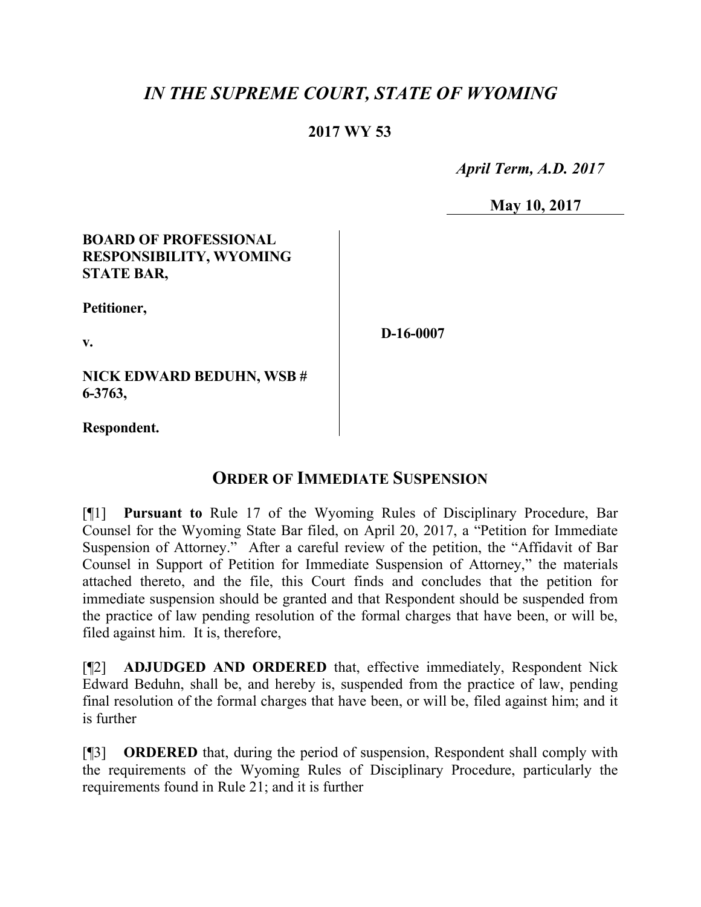# *IN THE SUPREME COURT, STATE OF WYOMING*

**2017 WY 53**

*April Term, A.D. 2017*

**May 10, 2017**

**BOARD OF PROFESSIONAL RESPONSIBILITY, WYOMING STATE BAR,**

**Petitioner,**

**v.**

**NICK EDWARD BEDUHN, WSB # 6-3763,**

**Respondent.**

**D-16-0007**

## ORDER OF IMMEDIATE SUSPENSION

[¶1] **Pursuant to** Rule 17 of the Wyoming Rules of Disciplinary Procedure, Bar Counsel for the Wyoming State Bar filed, on April 20, 2017, a "Petition for Immediate Suspension of Attorney." After a careful review of the petition, the "Affidavit of Bar Counsel in Support of Petition for Immediate Suspension of Attorney," the materials attached thereto, and the file, this Court finds and concludes that the petition for immediate suspension should be granted and that Respondent should be suspended from the practice of law pending resolution of the formal charges that have been, or will be, filed against him. It is, therefore,

[¶2] **ADJUDGED AND ORDERED** that, effective immediately, Respondent Nick Edward Beduhn, shall be, and hereby is, suspended from the practice of law, pending final resolution of the formal charges that have been, or will be, filed against him; and it is further

[¶3] **ORDERED** that, during the period of suspension, Respondent shall comply with the requirements of the Wyoming Rules of Disciplinary Procedure, particularly the requirements found in Rule 21; and it is further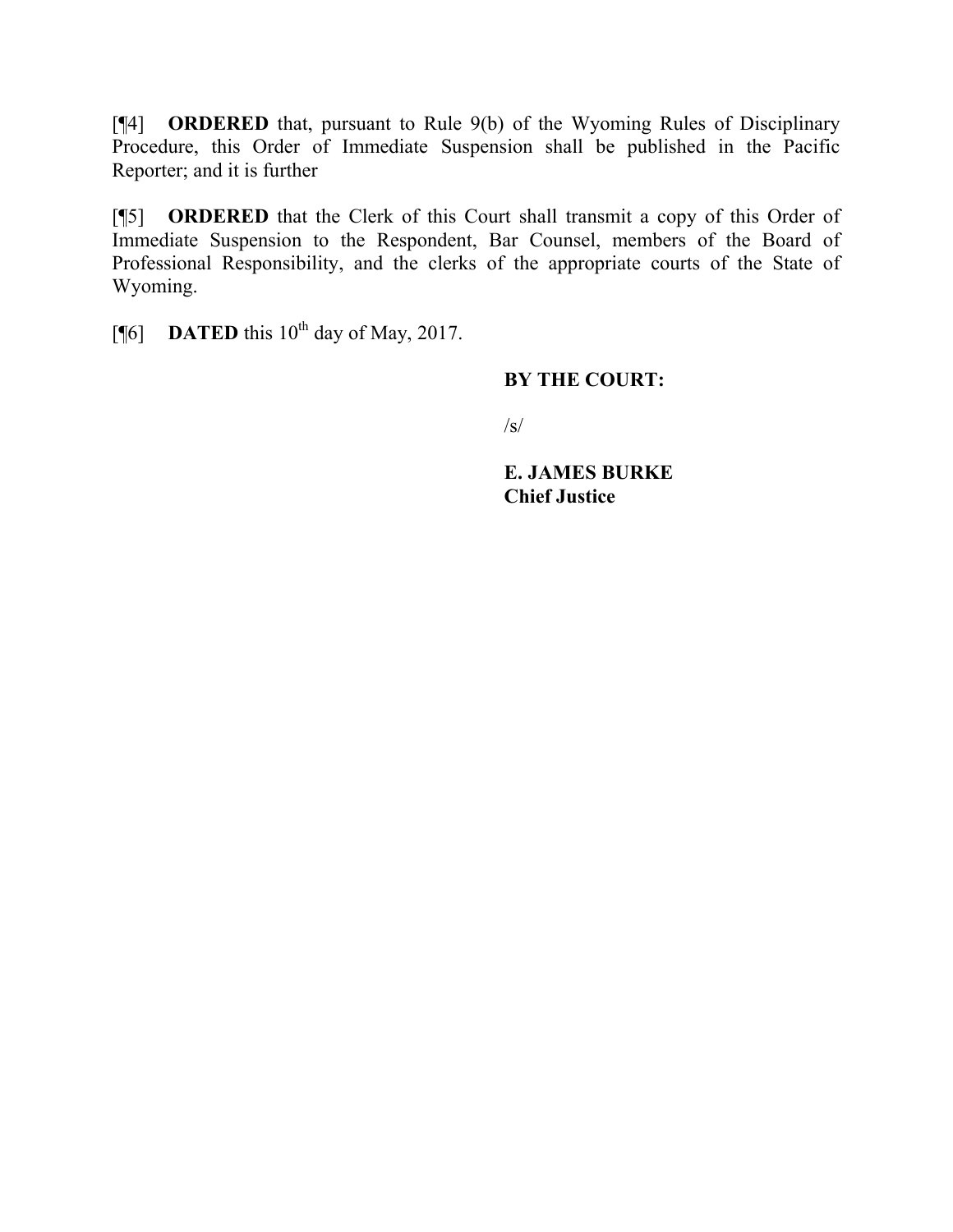[¶4] **ORDERED** that, pursuant to Rule 9(b) of the Wyoming Rules of Disciplinary Procedure, this Order of Immediate Suspension shall be published in the Pacific Reporter; and it is further

[¶5] **ORDERED** that the Clerk of this Court shall transmit a copy of this Order of Immediate Suspension to the Respondent, Bar Counsel, members of the Board of Professional Responsibility, and the clerks of the appropriate courts of the State of Wyoming.

[¶6] **DATED** this 10th day of May, 2017.

**BY THE COURT:**

/s/

**E. JAMES BURKE**
**Chief Justice**